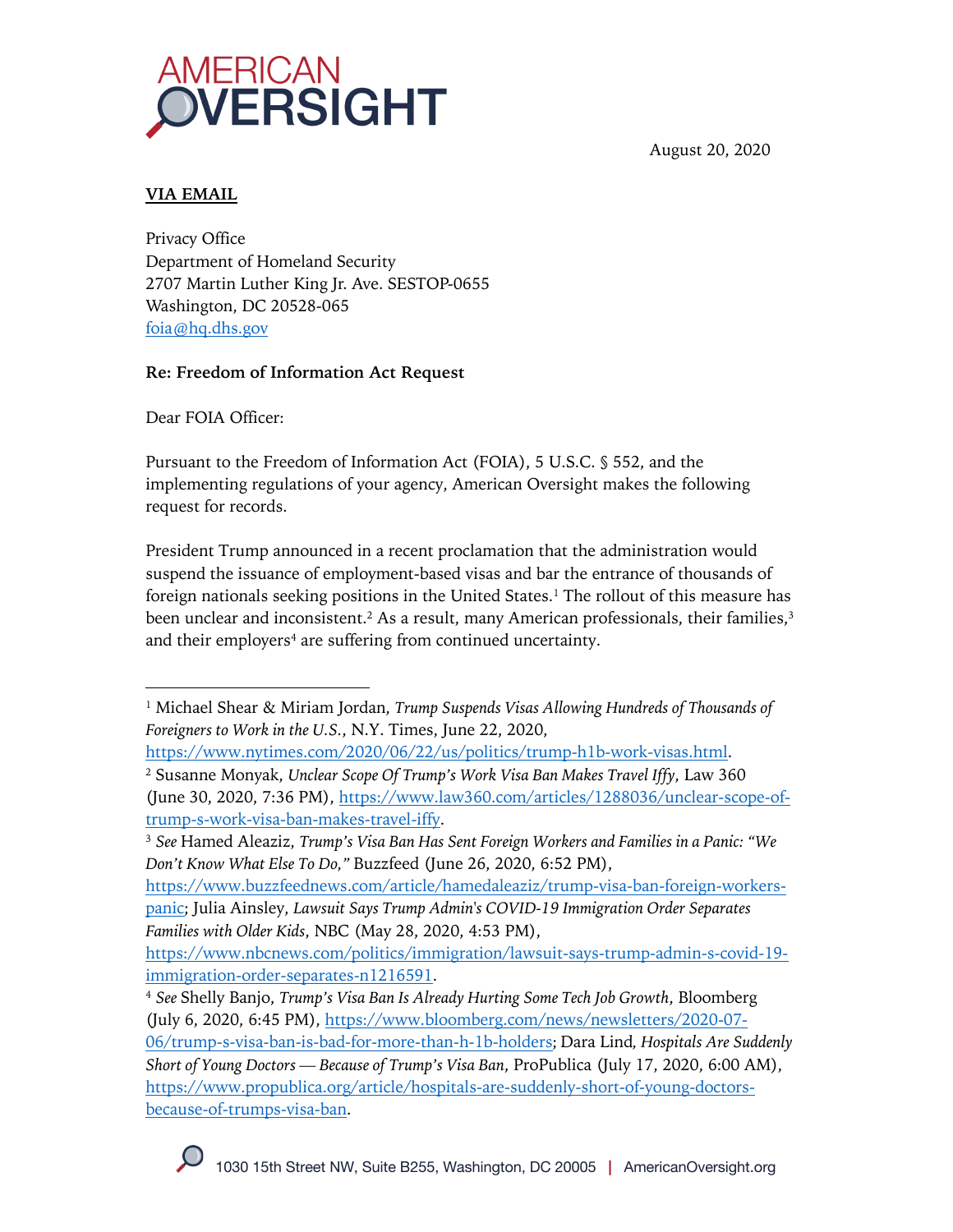AMERICAN OVERSIGHT

August 20, 2020

**VIA EMAIL**

Privacy Office
Department of Homeland Security
2707 Martin Luther King Jr. Ave. SESTOP-0655
Washington, DC 20528-065
foia@hq.dhs.gov

**Re: Freedom of Information Act Request**

Dear FOIA Officer:

Pursuant to the Freedom of Information Act (FOIA), 5 U.S.C. § 552, and the implementing regulations of your agency, American Oversight makes the following request for records.

President Trump announced in a recent proclamation that the administration would suspend the issuance of employment-based visas and bar the entrance of thousands of foreign nationals seeking positions in the United States.[1] The rollout of this measure has been unclear and inconsistent.[2] As a result, many American professionals, their families,[3] and their employers[4] are suffering from continued uncertainty.

---

[1] Michael Shear & Miriam Jordan, *Trump Suspends Visas Allowing Hundreds of Thousands of Foreigners to Work in the U.S.*, N.Y. Times, June 22, 2020, https://www.nytimes.com/2020/06/22/us/politics/trump-h1b-work-visas.html.

[2] Susanne Monyak, *Unclear Scope Of Trump's Work Visa Ban Makes Travel Iffy*, Law 360 (June 30, 2020, 7:36 PM), https://www.law360.com/articles/1288036/unclear-scope-of-trump-s-work-visa-ban-makes-travel-iffy.

[3] *See* Hamed Aleaziz, *Trump's Visa Ban Has Sent Foreign Workers and Families in a Panic: "We Don't Know What Else To Do,"* Buzzfeed (June 26, 2020, 6:52 PM), https://www.buzzfeednews.com/article/hamedaleaziz/trump-visa-ban-foreign-workers-panic; Julia Ainsley, *Lawsuit Says Trump Admin's COVID-19 Immigration Order Separates Families with Older Kids*, NBC (May 28, 2020, 4:53 PM), https://www.nbcnews.com/politics/immigration/lawsuit-says-trump-admin-s-covid-19-immigration-order-separates-n1216591.

[4] *See* Shelly Banjo, *Trump's Visa Ban Is Already Hurting Some Tech Job Growth*, Bloomberg (July 6, 2020, 6:45 PM), https://www.bloomberg.com/news/newsletters/2020-07-06/trump-s-visa-ban-is-bad-for-more-than-h-1b-holders; Dara Lind, *Hospitals Are Suddenly Short of Young Doctors — Because of Trump's Visa Ban*, ProPublica (July 17, 2020, 6:00 AM), https://www.propublica.org/article/hospitals-are-suddenly-short-of-young-doctors-because-of-trumps-visa-ban.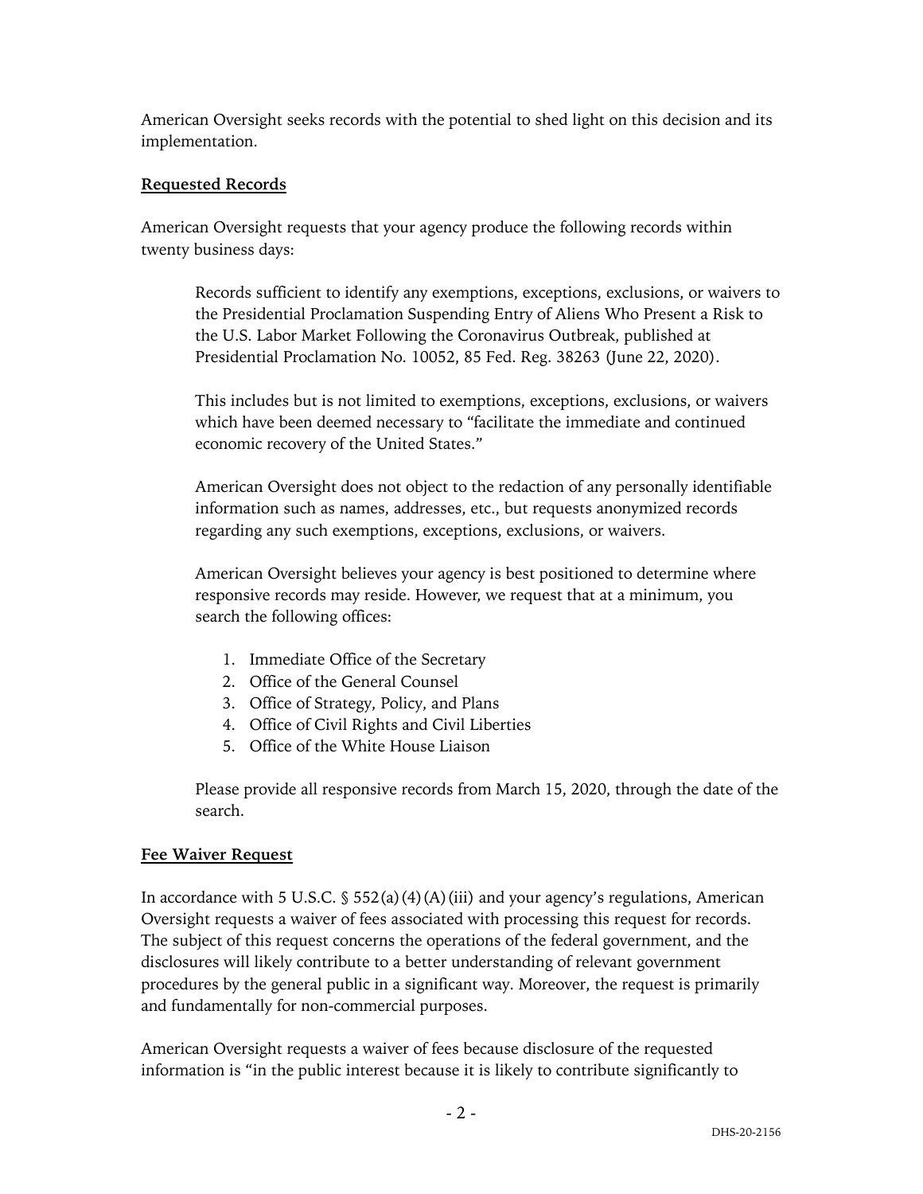American Oversight seeks records with the potential to shed light on this decision and its implementation.

## Requested Records

American Oversight requests that your agency produce the following records within twenty business days:

> Records sufficient to identify any exemptions, exceptions, exclusions, or waivers to the Presidential Proclamation Suspending Entry of Aliens Who Present a Risk to the U.S. Labor Market Following the Coronavirus Outbreak, published at Presidential Proclamation No. 10052, 85 Fed. Reg. 38263 (June 22, 2020).
>
> This includes but is not limited to exemptions, exceptions, exclusions, or waivers which have been deemed necessary to "facilitate the immediate and continued economic recovery of the United States."
>
> American Oversight does not object to the redaction of any personally identifiable information such as names, addresses, etc., but requests anonymized records regarding any such exemptions, exceptions, exclusions, or waivers.
>
> American Oversight believes your agency is best positioned to determine where responsive records may reside. However, we request that at a minimum, you search the following offices:
>
> 1. Immediate Office of the Secretary
> 2. Office of the General Counsel
> 3. Office of Strategy, Policy, and Plans
> 4. Office of Civil Rights and Civil Liberties
> 5. Office of the White House Liaison
>
> Please provide all responsive records from March 15, 2020, through the date of the search.

## Fee Waiver Request

In accordance with 5 U.S.C. § 552(a)(4)(A)(iii) and your agency's regulations, American Oversight requests a waiver of fees associated with processing this request for records. The subject of this request concerns the operations of the federal government, and the disclosures will likely contribute to a better understanding of relevant government procedures by the general public in a significant way. Moreover, the request is primarily and fundamentally for non-commercial purposes.

American Oversight requests a waiver of fees because disclosure of the requested information is "in the public interest because it is likely to contribute significantly to

DHS-20-2156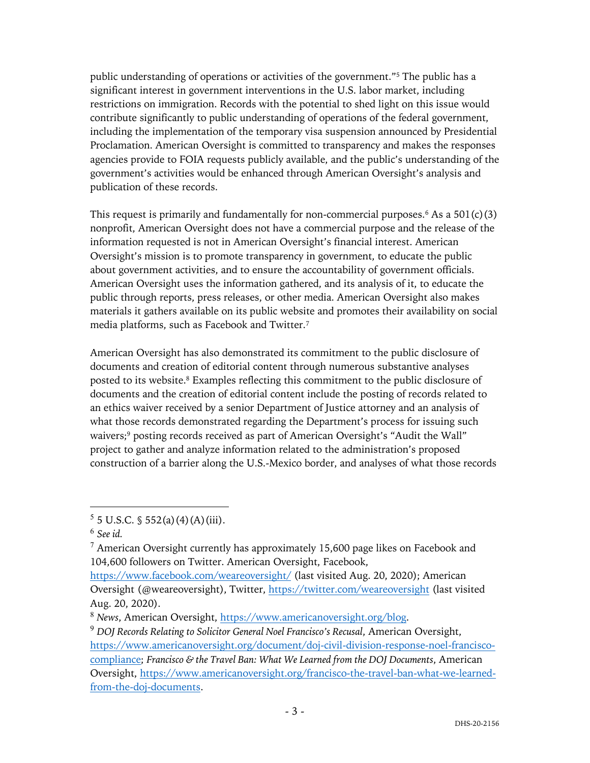public understanding of operations or activities of the government."[5] The public has a significant interest in government interventions in the U.S. labor market, including restrictions on immigration. Records with the potential to shed light on this issue would contribute significantly to public understanding of operations of the federal government, including the implementation of the temporary visa suspension announced by Presidential Proclamation. American Oversight is committed to transparency and makes the responses agencies provide to FOIA requests publicly available, and the public's understanding of the government's activities would be enhanced through American Oversight's analysis and publication of these records.

This request is primarily and fundamentally for non-commercial purposes.[6] As a 501(c)(3) nonprofit, American Oversight does not have a commercial purpose and the release of the information requested is not in American Oversight's financial interest. American Oversight's mission is to promote transparency in government, to educate the public about government activities, and to ensure the accountability of government officials. American Oversight uses the information gathered, and its analysis of it, to educate the public through reports, press releases, or other media. American Oversight also makes materials it gathers available on its public website and promotes their availability on social media platforms, such as Facebook and Twitter.[7]

American Oversight has also demonstrated its commitment to the public disclosure of documents and creation of editorial content through numerous substantive analyses posted to its website.[8] Examples reflecting this commitment to the public disclosure of documents and the creation of editorial content include the posting of records related to an ethics waiver received by a senior Department of Justice attorney and an analysis of what those records demonstrated regarding the Department's process for issuing such waivers;[9] posting records received as part of American Oversight's "Audit the Wall" project to gather and analyze information related to the administration's proposed construction of a barrier along the U.S.-Mexico border, and analyses of what those records

---

[5] 5 U.S.C. § 552(a)(4)(A)(iii).

[6] *See id.*

[7] American Oversight currently has approximately 15,600 page likes on Facebook and 104,600 followers on Twitter. American Oversight, Facebook, https://www.facebook.com/weareoversight/ (last visited Aug. 20, 2020); American Oversight (@weareoversight), Twitter, https://twitter.com/weareoversight (last visited Aug. 20, 2020).

[8] *News*, American Oversight, https://www.americanoversight.org/blog.

[9] *DOJ Records Relating to Solicitor General Noel Francisco's Recusal*, American Oversight, https://www.americanoversight.org/document/doj-civil-division-response-noel-francisco-compliance; *Francisco & the Travel Ban: What We Learned from the DOJ Documents*, American Oversight, https://www.americanoversight.org/francisco-the-travel-ban-what-we-learned-from-the-doj-documents.

DHS-20-2156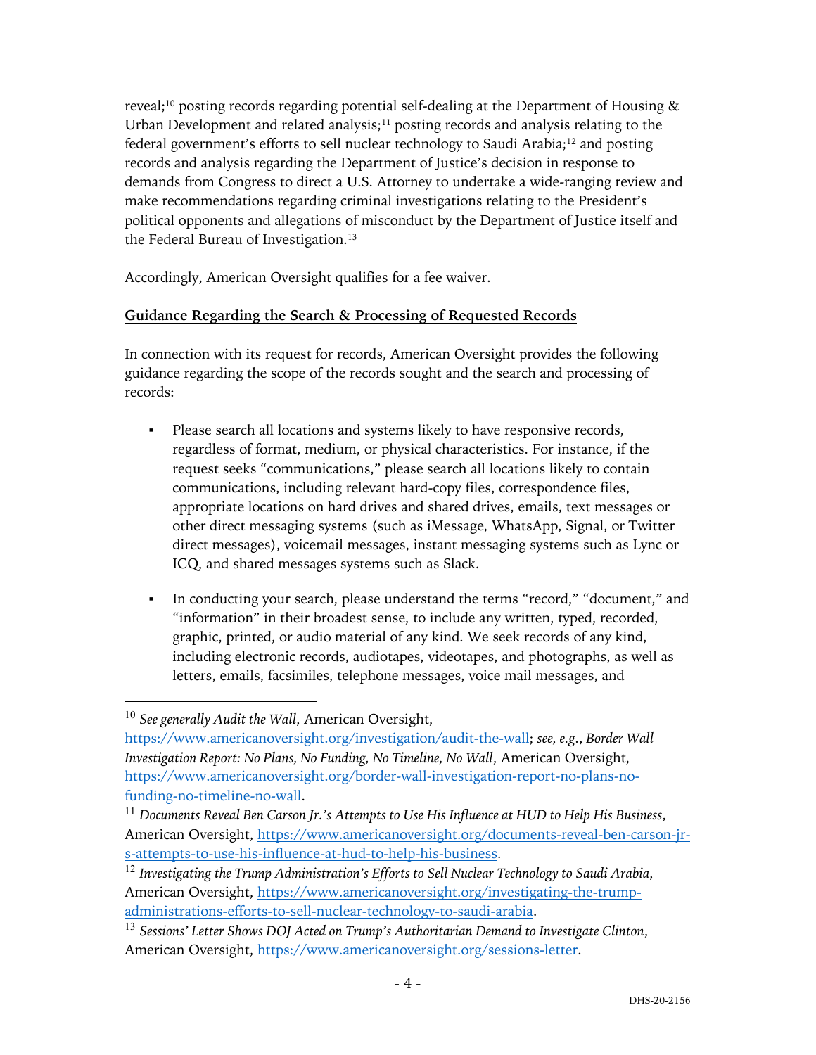reveal;[10] posting records regarding potential self-dealing at the Department of Housing & Urban Development and related analysis;[11] posting records and analysis relating to the federal government's efforts to sell nuclear technology to Saudi Arabia;[12] and posting records and analysis regarding the Department of Justice's decision in response to demands from Congress to direct a U.S. Attorney to undertake a wide-ranging review and make recommendations regarding criminal investigations relating to the President's political opponents and allegations of misconduct by the Department of Justice itself and the Federal Bureau of Investigation.[13]

Accordingly, American Oversight qualifies for a fee waiver.

**Guidance Regarding the Search & Processing of Requested Records**

In connection with its request for records, American Oversight provides the following guidance regarding the scope of the records sought and the search and processing of records:

- Please search all locations and systems likely to have responsive records, regardless of format, medium, or physical characteristics. For instance, if the request seeks "communications," please search all locations likely to contain communications, including relevant hard-copy files, correspondence files, appropriate locations on hard drives and shared drives, emails, text messages or other direct messaging systems (such as iMessage, WhatsApp, Signal, or Twitter direct messages), voicemail messages, instant messaging systems such as Lync or ICQ, and shared messages systems such as Slack.

- In conducting your search, please understand the terms "record," "document," and "information" in their broadest sense, to include any written, typed, recorded, graphic, printed, or audio material of any kind. We seek records of any kind, including electronic records, audiotapes, videotapes, and photographs, as well as letters, emails, facsimiles, telephone messages, voice mail messages, and

---

[10] *See generally Audit the Wall*, American Oversight, https://www.americanoversight.org/investigation/audit-the-wall; *see, e.g.*, *Border Wall Investigation Report: No Plans, No Funding, No Timeline, No Wall*, American Oversight, https://www.americanoversight.org/border-wall-investigation-report-no-plans-no-funding-no-timeline-no-wall.

[11] *Documents Reveal Ben Carson Jr.'s Attempts to Use His Influence at HUD to Help His Business*, American Oversight, https://www.americanoversight.org/documents-reveal-ben-carson-jr-s-attempts-to-use-his-influence-at-hud-to-help-his-business.

[12] *Investigating the Trump Administration's Efforts to Sell Nuclear Technology to Saudi Arabia*, American Oversight, https://www.americanoversight.org/investigating-the-trump-administrations-efforts-to-sell-nuclear-technology-to-saudi-arabia.

[13] *Sessions' Letter Shows DOJ Acted on Trump's Authoritarian Demand to Investigate Clinton*, American Oversight, https://www.americanoversight.org/sessions-letter.

DHS-20-2156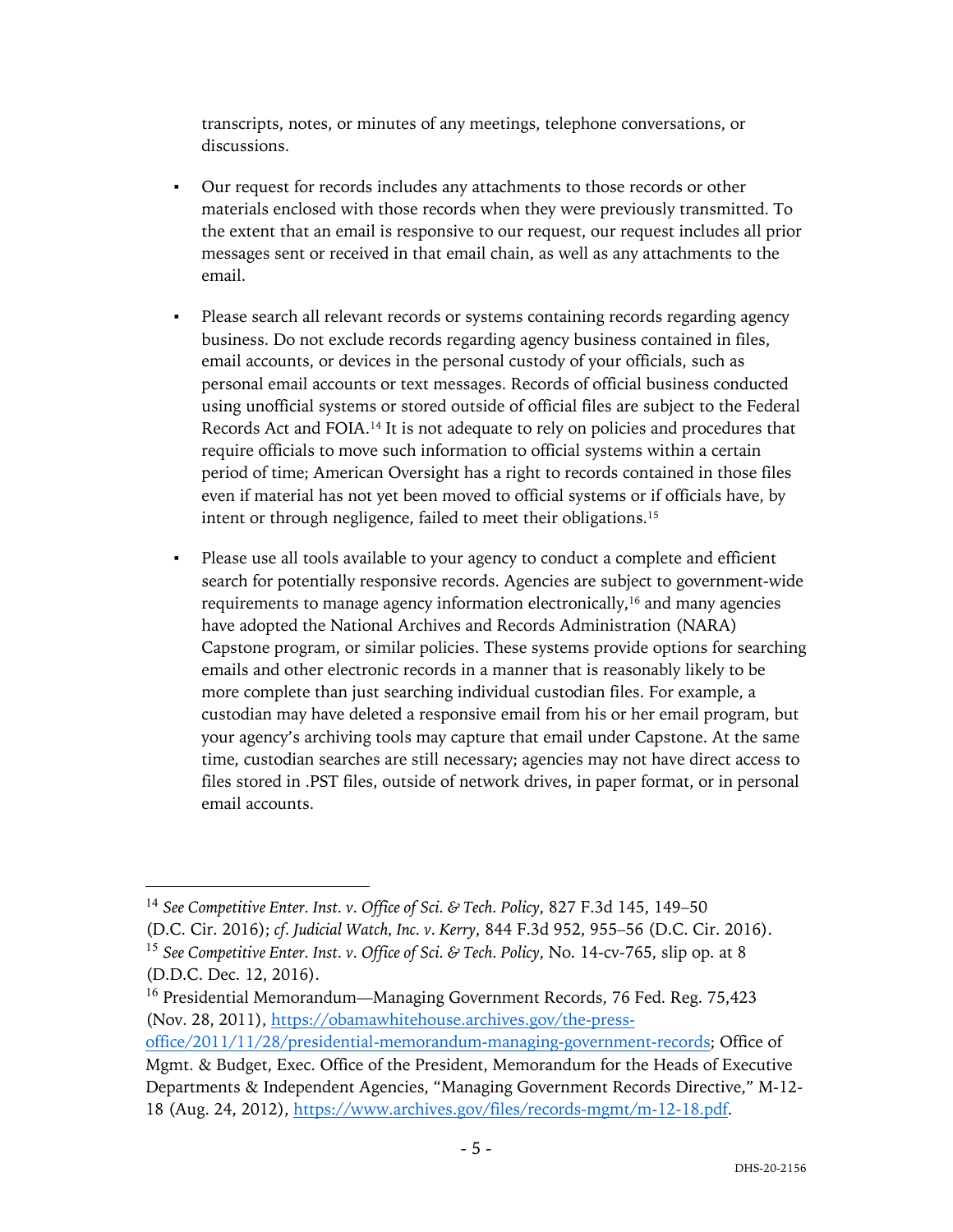transcripts, notes, or minutes of any meetings, telephone conversations, or discussions.

- Our request for records includes any attachments to those records or other materials enclosed with those records when they were previously transmitted. To the extent that an email is responsive to our request, our request includes all prior messages sent or received in that email chain, as well as any attachments to the email.

- Please search all relevant records or systems containing records regarding agency business. Do not exclude records regarding agency business contained in files, email accounts, or devices in the personal custody of your officials, such as personal email accounts or text messages. Records of official business conducted using unofficial systems or stored outside of official files are subject to the Federal Records Act and FOIA.[14] It is not adequate to rely on policies and procedures that require officials to move such information to official systems within a certain period of time; American Oversight has a right to records contained in those files even if material has not yet been moved to official systems or if officials have, by intent or through negligence, failed to meet their obligations.[15]

- Please use all tools available to your agency to conduct a complete and efficient search for potentially responsive records. Agencies are subject to government-wide requirements to manage agency information electronically,[16] and many agencies have adopted the National Archives and Records Administration (NARA) Capstone program, or similar policies. These systems provide options for searching emails and other electronic records in a manner that is reasonably likely to be more complete than just searching individual custodian files. For example, a custodian may have deleted a responsive email from his or her email program, but your agency's archiving tools may capture that email under Capstone. At the same time, custodian searches are still necessary; agencies may not have direct access to files stored in .PST files, outside of network drives, in paper format, or in personal email accounts.

---

[14] *See Competitive Enter. Inst. v. Office of Sci. & Tech. Policy*, 827 F.3d 145, 149–50 (D.C. Cir. 2016); *cf. Judicial Watch, Inc. v. Kerry*, 844 F.3d 952, 955–56 (D.C. Cir. 2016).

[15] *See Competitive Enter. Inst. v. Office of Sci. & Tech. Policy*, No. 14-cv-765, slip op. at 8 (D.D.C. Dec. 12, 2016).

[16] Presidential Memorandum—Managing Government Records, 76 Fed. Reg. 75,423 (Nov. 28, 2011), https://obamawhitehouse.archives.gov/the-press-office/2011/11/28/presidential-memorandum-managing-government-records; Office of Mgmt. & Budget, Exec. Office of the President, Memorandum for the Heads of Executive Departments & Independent Agencies, "Managing Government Records Directive," M-12-18 (Aug. 24, 2012), https://www.archives.gov/files/records-mgmt/m-12-18.pdf.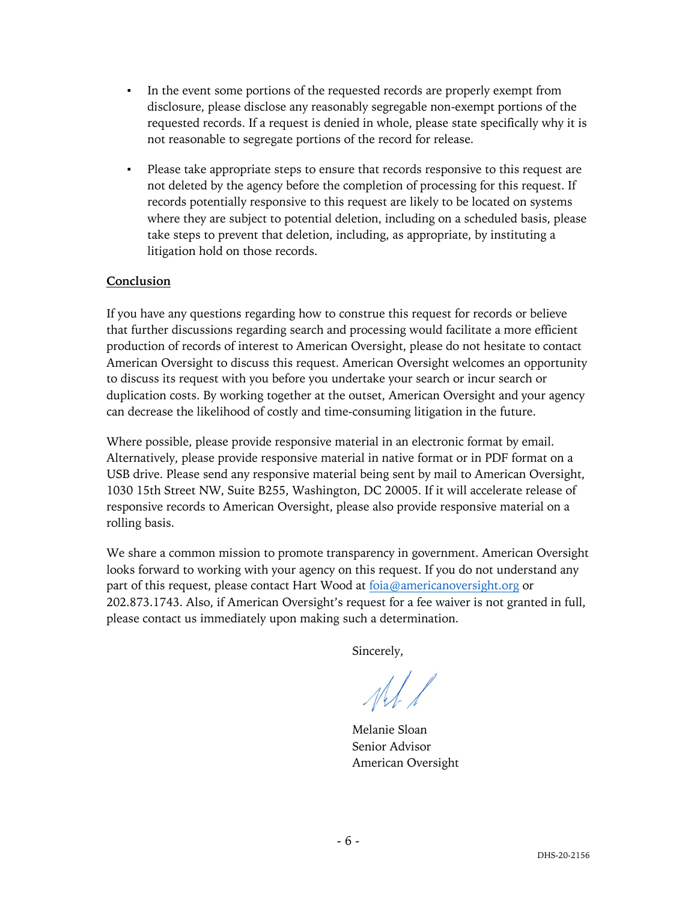- In the event some portions of the requested records are properly exempt from disclosure, please disclose any reasonably segregable non-exempt portions of the requested records. If a request is denied in whole, please state specifically why it is not reasonable to segregate portions of the record for release.
- Please take appropriate steps to ensure that records responsive to this request are not deleted by the agency before the completion of processing for this request. If records potentially responsive to this request are likely to be located on systems where they are subject to potential deletion, including on a scheduled basis, please take steps to prevent that deletion, including, as appropriate, by instituting a litigation hold on those records.

**Conclusion**

If you have any questions regarding how to construe this request for records or believe that further discussions regarding search and processing would facilitate a more efficient production of records of interest to American Oversight, please do not hesitate to contact American Oversight to discuss this request. American Oversight welcomes an opportunity to discuss its request with you before you undertake your search or incur search or duplication costs. By working together at the outset, American Oversight and your agency can decrease the likelihood of costly and time-consuming litigation in the future.

Where possible, please provide responsive material in an electronic format by email. Alternatively, please provide responsive material in native format or in PDF format on a USB drive. Please send any responsive material being sent by mail to American Oversight, 1030 15th Street NW, Suite B255, Washington, DC 20005. If it will accelerate release of responsive records to American Oversight, please also provide responsive material on a rolling basis.

We share a common mission to promote transparency in government. American Oversight looks forward to working with your agency on this request. If you do not understand any part of this request, please contact Hart Wood at foia@americanoversight.org or 202.873.1743. Also, if American Oversight's request for a fee waiver is not granted in full, please contact us immediately upon making such a determination.

Sincerely,

Melanie Sloan
Senior Advisor
American Oversight

DHS-20-2156